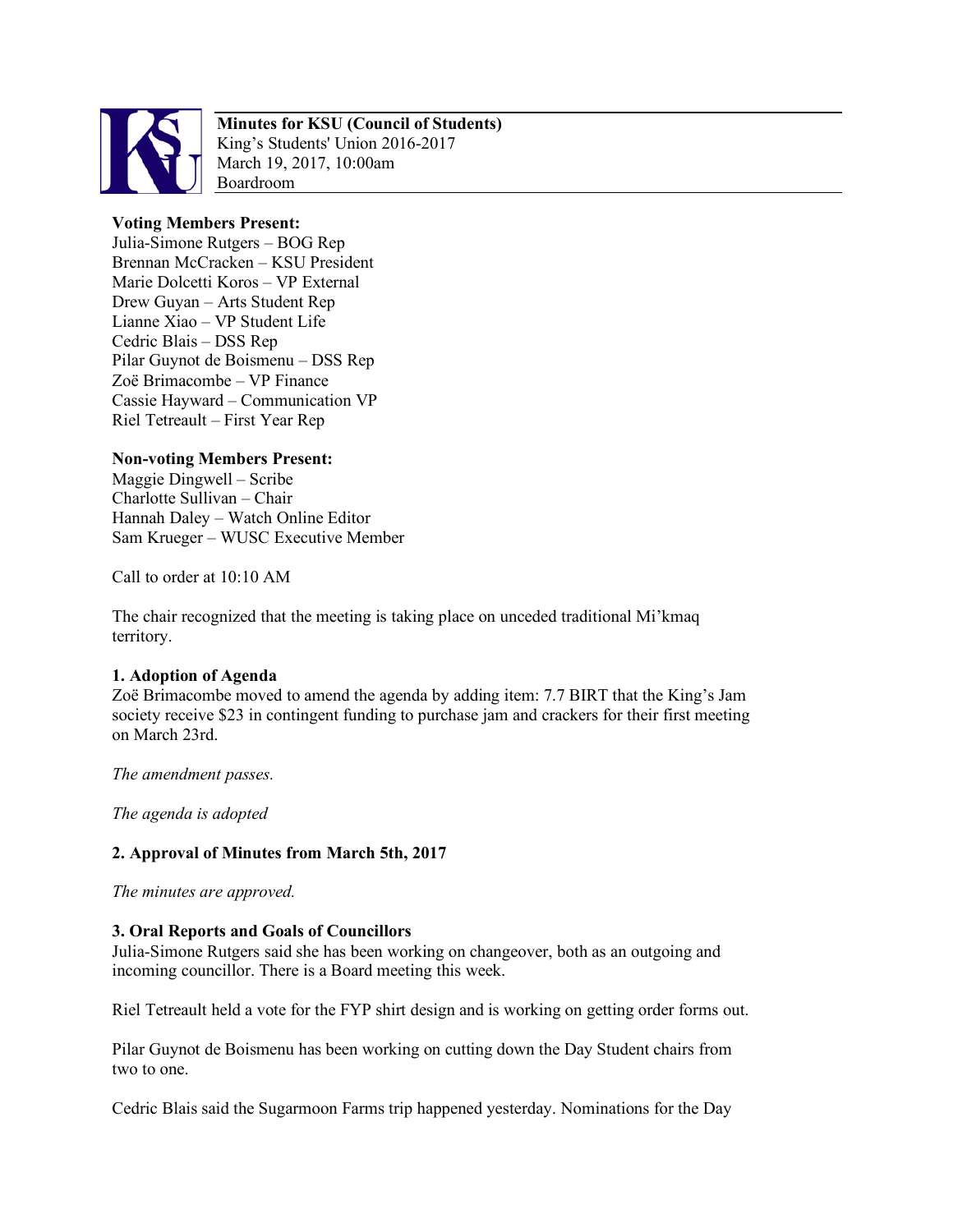**Minutes for KSU (Council of Students)**
King's Students' Union 2016-2017
March 19, 2017, 10:00am
Boardroom

**Voting Members Present:**
Julia-Simone Rutgers – BOG Rep
Brennan McCracken – KSU President
Marie Dolcetti Koros – VP External
Drew Guyan – Arts Student Rep
Lianne Xiao – VP Student Life
Cedric Blais – DSS Rep
Pilar Guynot de Boismenu – DSS Rep
Zoë Brimacombe – VP Finance
Cassie Hayward – Communication VP
Riel Tetreault – First Year Rep

**Non-voting Members Present:**
Maggie Dingwell – Scribe
Charlotte Sullivan – Chair
Hannah Daley – Watch Online Editor
Sam Krueger – WUSC Executive Member

Call to order at 10:10 AM

The chair recognized that the meeting is taking place on unceded traditional Mi'kmaq territory.

**1. Adoption of Agenda**
Zoë Brimacombe moved to amend the agenda by adding item: 7.7 BIRT that the King's Jam society receive $23 in contingent funding to purchase jam and crackers for their first meeting on March 23rd.

*The amendment passes.*

*The agenda is adopted*

**2. Approval of Minutes from March 5th, 2017**

*The minutes are approved.*

**3. Oral Reports and Goals of Councillors**
Julia-Simone Rutgers said she has been working on changeover, both as an outgoing and incoming councillor. There is a Board meeting this week.

Riel Tetreault held a vote for the FYP shirt design and is working on getting order forms out.

Pilar Guynot de Boismenu has been working on cutting down the Day Student chairs from two to one.

Cedric Blais said the Sugarmoon Farms trip happened yesterday. Nominations for the Day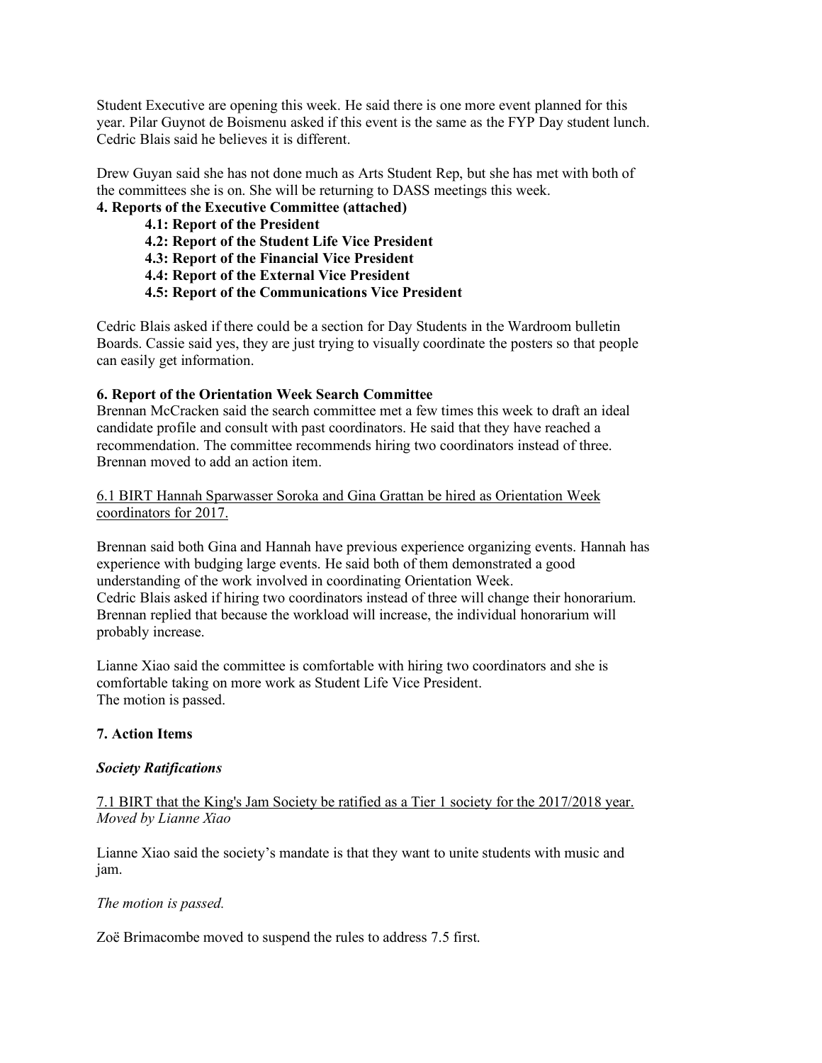Student Executive are opening this week. He said there is one more event planned for this year. Pilar Guynot de Boismenu asked if this event is the same as the FYP Day student lunch. Cedric Blais said he believes it is different.

Drew Guyan said she has not done much as Arts Student Rep, but she has met with both of the committees she is on. She will be returning to DASS meetings this week.

**4. Reports of the Executive Committee (attached)**

**4.1: Report of the President**

**4.2: Report of the Student Life Vice President**

**4.3: Report of the Financial Vice President**

**4.4: Report of the External Vice President**

**4.5: Report of the Communications Vice President**

Cedric Blais asked if there could be a section for Day Students in the Wardroom bulletin Boards. Cassie said yes, they are just trying to visually coordinate the posters so that people can easily get information.

**6. Report of the Orientation Week Search Committee**

Brennan McCracken said the search committee met a few times this week to draft an ideal candidate profile and consult with past coordinators. He said that they have reached a recommendation. The committee recommends hiring two coordinators instead of three. Brennan moved to add an action item.

<u>6.1 BIRT Hannah Sparwasser Soroka and Gina Grattan be hired as Orientation Week coordinators for 2017.</u>

Brennan said both Gina and Hannah have previous experience organizing events. Hannah has experience with budging large events. He said both of them demonstrated a good understanding of the work involved in coordinating Orientation Week.

Cedric Blais asked if hiring two coordinators instead of three will change their honorarium. Brennan replied that because the workload will increase, the individual honorarium will probably increase.

Lianne Xiao said the committee is comfortable with hiring two coordinators and she is comfortable taking on more work as Student Life Vice President.

The motion is passed.

**7. Action Items**

***Society Ratifications***

<u>7.1 BIRT that the King's Jam Society be ratified as a Tier 1 society for the 2017/2018 year.</u>
*Moved by Lianne Xiao*

Lianne Xiao said the society's mandate is that they want to unite students with music and jam.

*The motion is passed.*

Zoë Brimacombe moved to suspend the rules to address 7.5 first.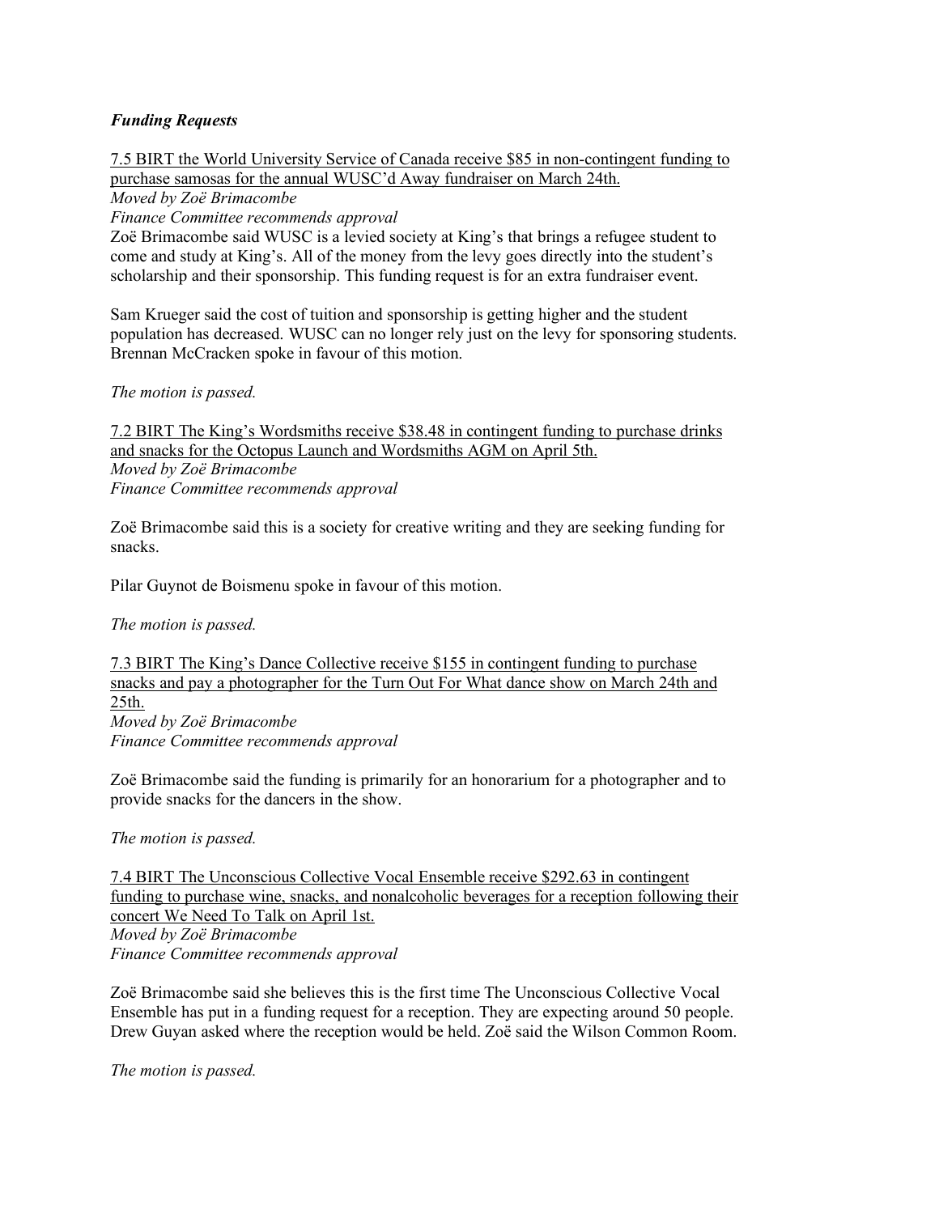***Funding Requests***

7.5 BIRT the World University Service of Canada receive $85 in non-contingent funding to purchase samosas for the annual WUSC'd Away fundraiser on March 24th.

*Moved by Zoë Brimacombe*

*Finance Committee recommends approval*

Zoë Brimacombe said WUSC is a levied society at King's that brings a refugee student to come and study at King's. All of the money from the levy goes directly into the student's scholarship and their sponsorship. This funding request is for an extra fundraiser event.

Sam Krueger said the cost of tuition and sponsorship is getting higher and the student population has decreased. WUSC can no longer rely just on the levy for sponsoring students. Brennan McCracken spoke in favour of this motion.

*The motion is passed.*

7.2 BIRT The King's Wordsmiths receive $38.48 in contingent funding to purchase drinks and snacks for the Octopus Launch and Wordsmiths AGM on April 5th.

*Moved by Zoë Brimacombe*

*Finance Committee recommends approval*

Zoë Brimacombe said this is a society for creative writing and they are seeking funding for snacks.

Pilar Guynot de Boismenu spoke in favour of this motion.

*The motion is passed.*

7.3 BIRT The King's Dance Collective receive $155 in contingent funding to purchase snacks and pay a photographer for the Turn Out For What dance show on March 24th and 25th.

*Moved by Zoë Brimacombe*

*Finance Committee recommends approval*

Zoë Brimacombe said the funding is primarily for an honorarium for a photographer and to provide snacks for the dancers in the show.

*The motion is passed.*

7.4 BIRT The Unconscious Collective Vocal Ensemble receive $292.63 in contingent funding to purchase wine, snacks, and nonalcoholic beverages for a reception following their concert We Need To Talk on April 1st.

*Moved by Zoë Brimacombe*

*Finance Committee recommends approval*

Zoë Brimacombe said she believes this is the first time The Unconscious Collective Vocal Ensemble has put in a funding request for a reception. They are expecting around 50 people. Drew Guyan asked where the reception would be held. Zoë said the Wilson Common Room.

*The motion is passed.*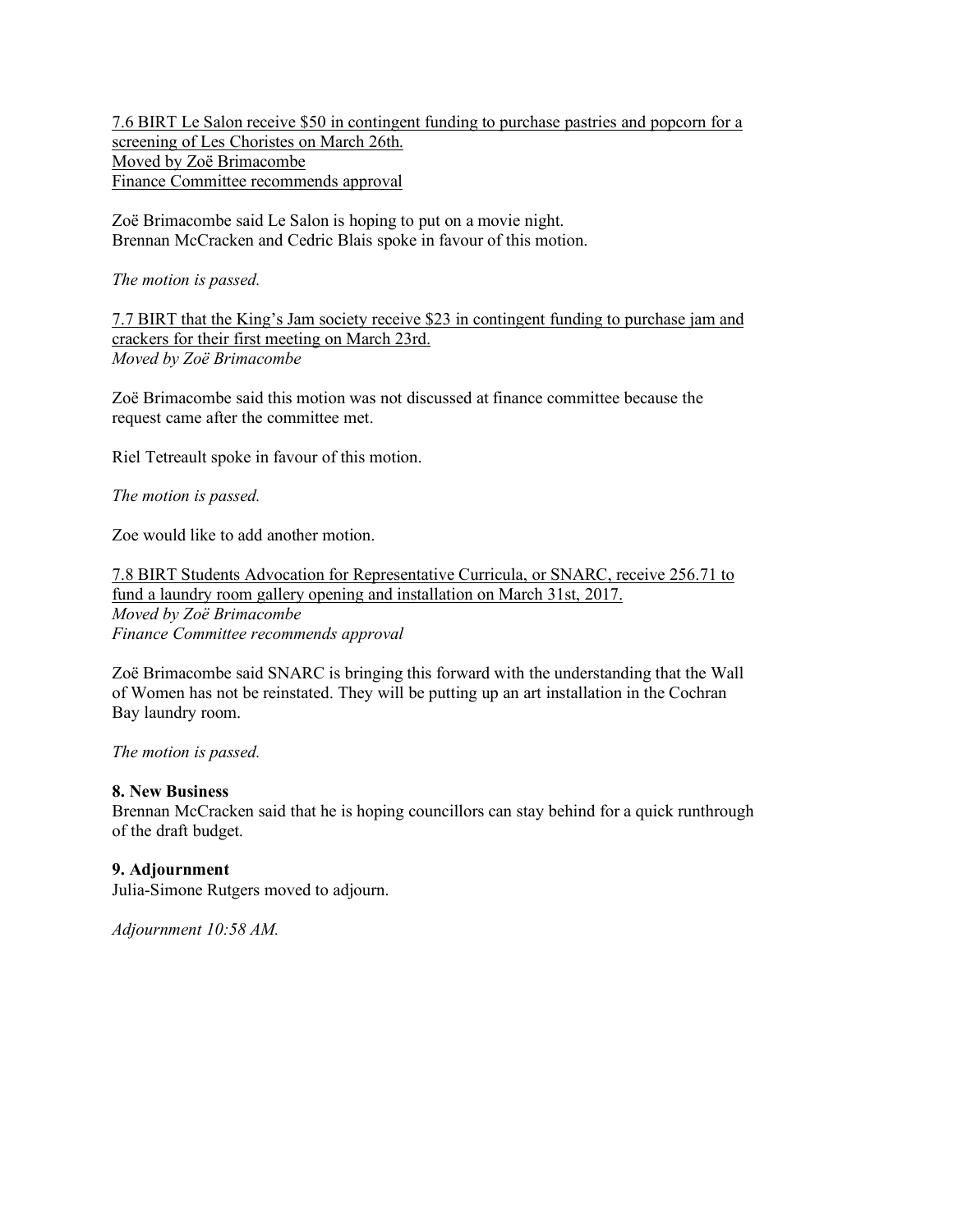<u>7.6 BIRT Le Salon receive $50 in contingent funding to purchase pastries and popcorn for a screening of Les Choristes on March 26th.</u>
<u>Moved by Zoë Brimacombe</u>
<u>Finance Committee recommends approval</u>

Zoë Brimacombe said Le Salon is hoping to put on a movie night.
Brennan McCracken and Cedric Blais spoke in favour of this motion.

*The motion is passed.*

<u>7.7 BIRT that the King's Jam society receive $23 in contingent funding to purchase jam and crackers for their first meeting on March 23rd.</u>
*Moved by Zoë Brimacombe*

Zoë Brimacombe said this motion was not discussed at finance committee because the request came after the committee met.

Riel Tetreault spoke in favour of this motion.

*The motion is passed.*

Zoe would like to add another motion.

<u>7.8 BIRT Students Advocation for Representative Curricula, or SNARC, receive 256.71 to fund a laundry room gallery opening and installation on March 31st, 2017.</u>
*Moved by Zoë Brimacombe*
*Finance Committee recommends approval*

Zoë Brimacombe said SNARC is bringing this forward with the understanding that the Wall of Women has not be reinstated. They will be putting up an art installation in the Cochran Bay laundry room.

*The motion is passed.*

**8. New Business**
Brennan McCracken said that he is hoping councillors can stay behind for a quick runthrough of the draft budget.

**9. Adjournment**
Julia-Simone Rutgers moved to adjourn.

*Adjournment 10:58 AM.*